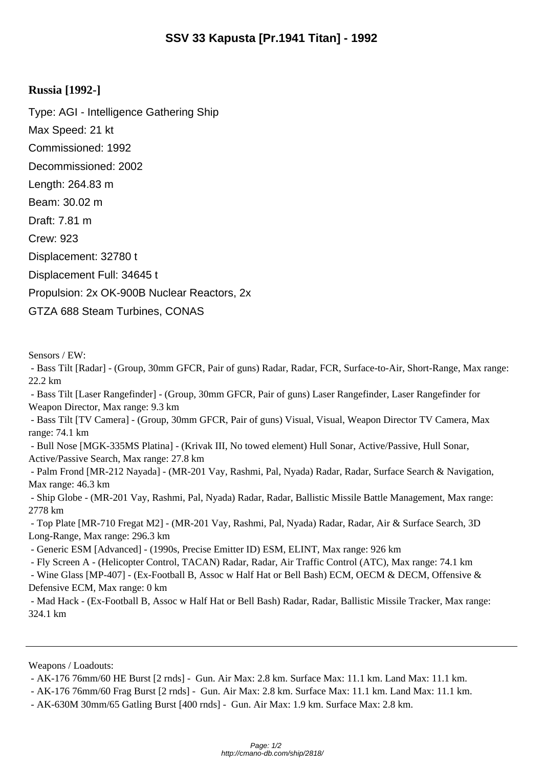# SSV 33 Kapusta [Pr.1941 Titan] - 1992

## Russia [1992-]

Type: AGI - Intelligence Gathering Ship

Max Speed: 21 kt

Commissioned: 1992

Decommissioned: 2002

Length: 264.83 m

Beam: 30.02 m

Draft: 7.81 m

Crew: 923

Displacement: 32780 t

Displacement Full: 34645 t

Propulsion: 2x OK-900B Nuclear Reactors, 2x GTZA 688 Steam Turbines, CONAS

Sensors / EW:

- Bass Tilt [Radar] - (Group, 30mm GFCR, Pair of guns) Radar, Radar, FCR, Surface-to-Air, Short-Range, Max range: 22.2 km
- Bass Tilt [Laser Rangefinder] - (Group, 30mm GFCR, Pair of guns) Laser Rangefinder, Laser Rangefinder for Weapon Director, Max range: 9.3 km
- Bass Tilt [TV Camera] - (Group, 30mm GFCR, Pair of guns) Visual, Visual, Weapon Director TV Camera, Max range: 74.1 km
- Bull Nose [MGK-335MS Platina] - (Krivak III, No towed element) Hull Sonar, Active/Passive, Hull Sonar, Active/Passive Search, Max range: 27.8 km
- Palm Frond [MR-212 Nayada] - (MR-201 Vay, Rashmi, Pal, Nyada) Radar, Radar, Surface Search & Navigation, Max range: 46.3 km
- Ship Globe - (MR-201 Vay, Rashmi, Pal, Nyada) Radar, Radar, Ballistic Missile Battle Management, Max range: 2778 km
- Top Plate [MR-710 Fregat M2] - (MR-201 Vay, Rashmi, Pal, Nyada) Radar, Radar, Air & Surface Search, 3D Long-Range, Max range: 296.3 km
- Generic ESM [Advanced] - (1990s, Precise Emitter ID) ESM, ELINT, Max range: 926 km
- Fly Screen A - (Helicopter Control, TACAN) Radar, Radar, Air Traffic Control (ATC), Max range: 74.1 km
- Wine Glass [MP-407] - (Ex-Football B, Assoc w Half Hat or Bell Bash) ECM, OECM & DECM, Offensive & Defensive ECM, Max range: 0 km
- Mad Hack - (Ex-Football B, Assoc w Half Hat or Bell Bash) Radar, Radar, Ballistic Missile Tracker, Max range: 324.1 km

---

Weapons / Loadouts:

- AK-176 76mm/60 HE Burst [2 rnds] - Gun. Air Max: 2.8 km. Surface Max: 11.1 km. Land Max: 11.1 km.
- AK-176 76mm/60 Frag Burst [2 rnds] - Gun. Air Max: 2.8 km. Surface Max: 11.1 km. Land Max: 11.1 km.
- AK-630M 30mm/65 Gatling Burst [400 rnds] - Gun. Air Max: 1.9 km. Surface Max: 2.8 km.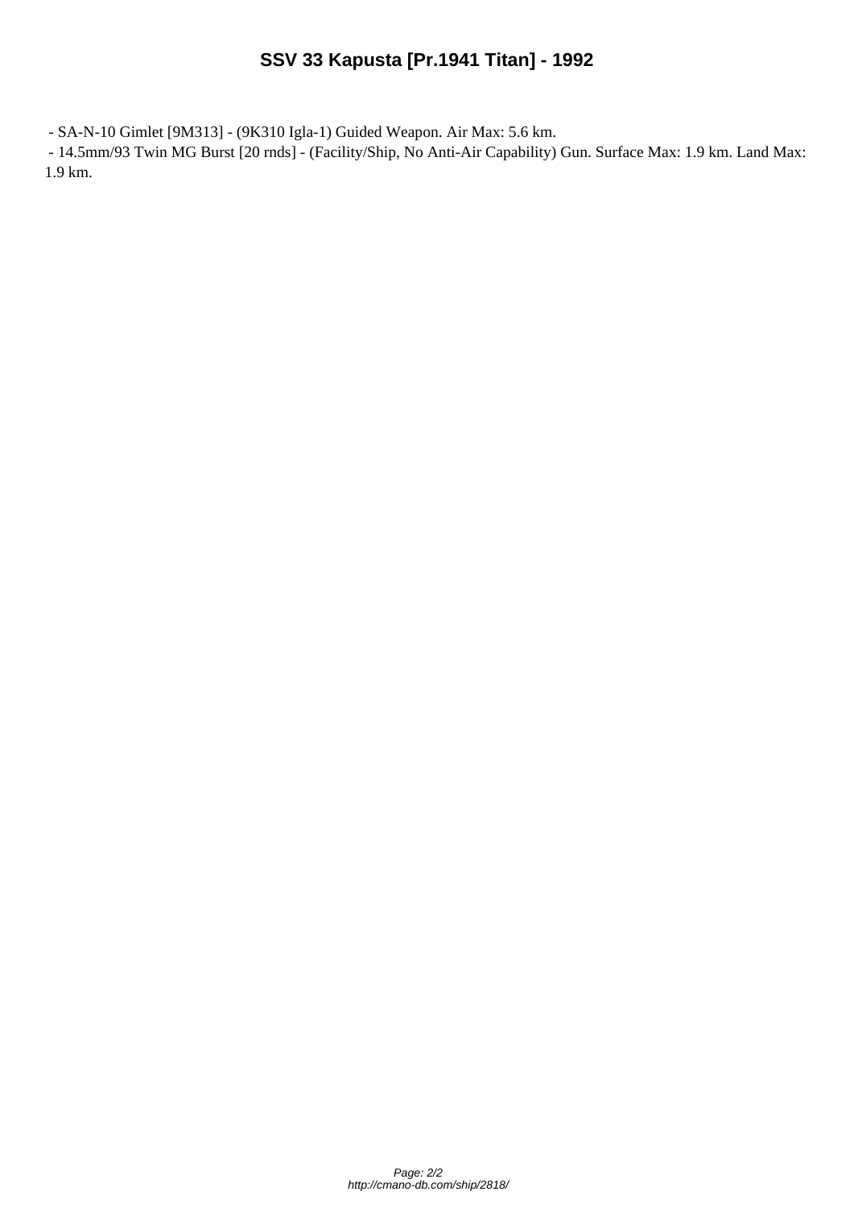- SA-N-10 Gimlet [9M313] - (9K310 Igla-1) Guided Weapon. Air Max: 5.6 km.
- 14.5mm/93 Twin MG Burst [20 rnds] - (Facility/Ship, No Anti-Air Capability) Gun. Surface Max: 1.9 km. Land Max: 1.9 km.